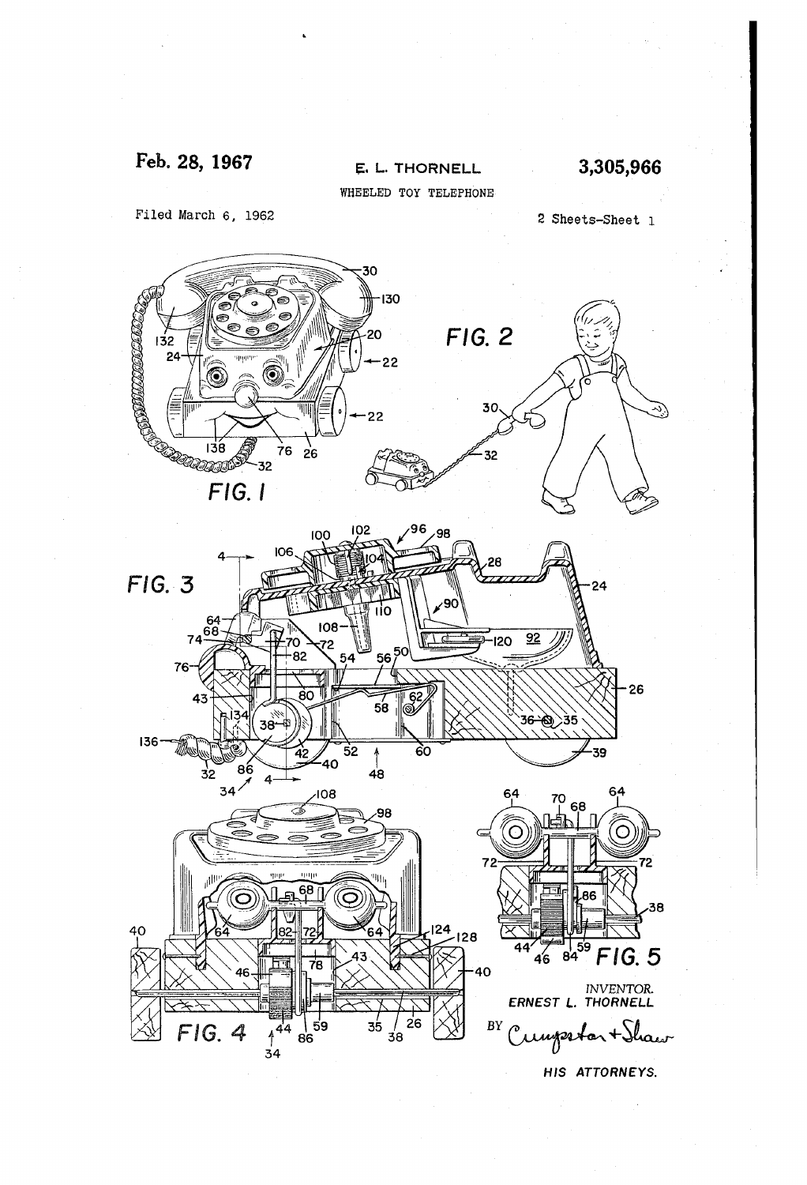Feb. 28, 1967

E. L. THORNELL

3,305,966

WHEELED TOY TELEPHONE

Filed March 6, 1962

2 Sheets-Sheet 1

FIG. 1

FIG. 2

FIG. 3

FIG. 4

FIG. 5

INVENTOR.
ERNEST L. THORNELL

BY Cumpston + Shaw

HIS ATTORNEYS.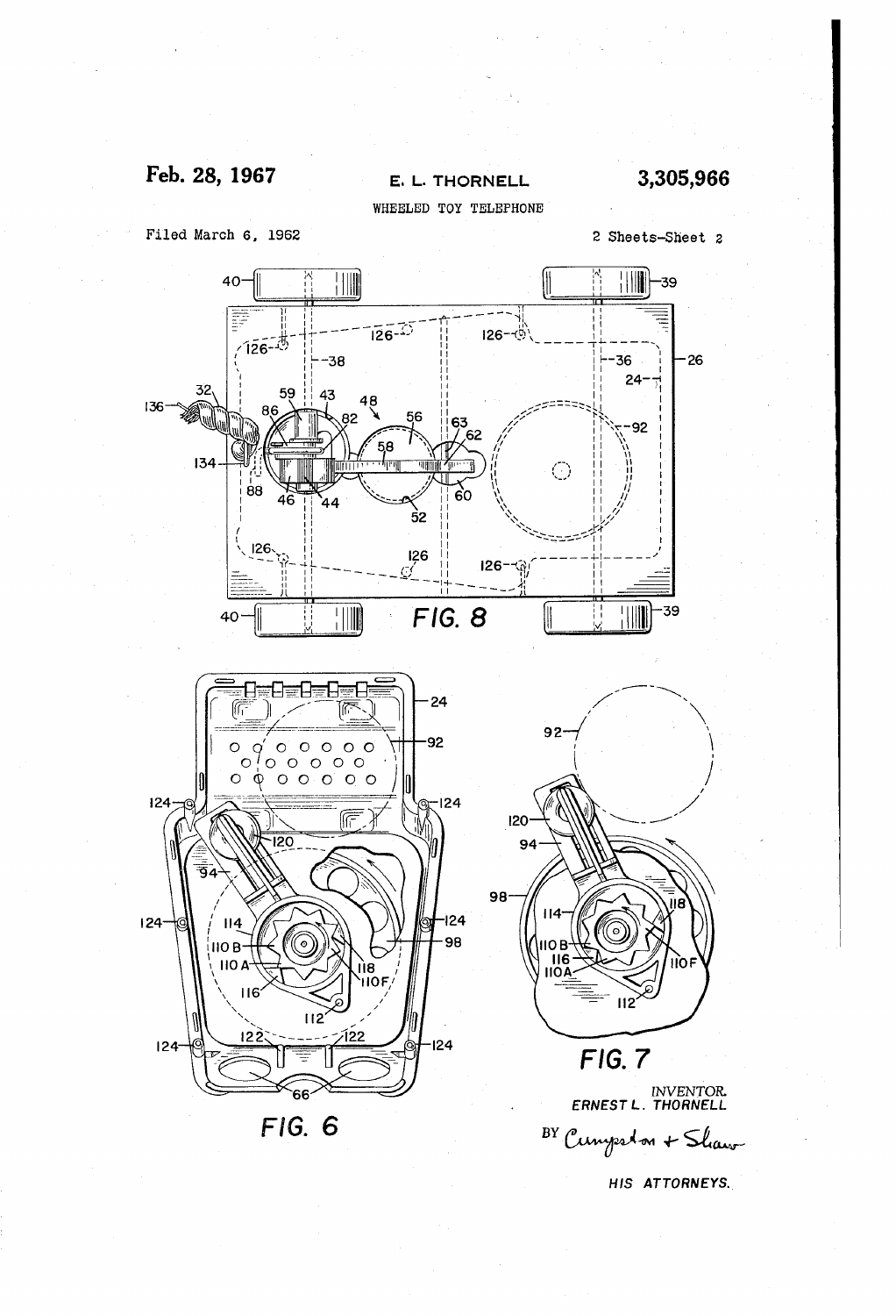Feb. 28, 1967

E. L. THORNELL

3,305,966

WHEELED TOY TELEPHONE

Filed March 6, 1962

2 Sheets-Sheet 2

FIG. 8

FIG. 6

FIG. 7

INVENTOR.
ERNEST L. THORNELL

BY Cumpston + Shaw

HIS ATTORNEYS.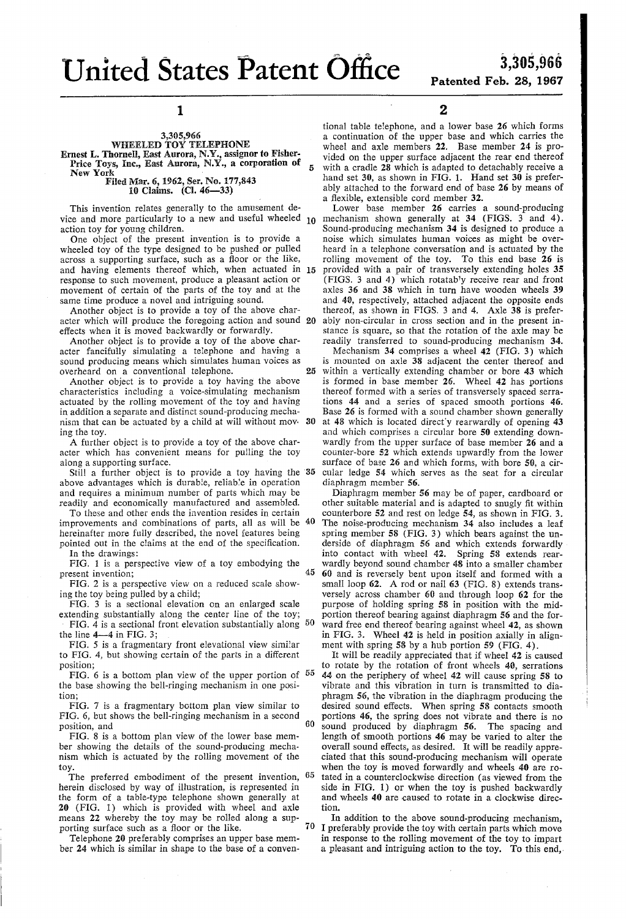# United States Patent Office

3,305,966

Patented Feb. 28, 1967

**3,305,966**

**WHEELED TOY TELEPHONE**

Ernest L. Thornell, East Aurora, N.Y., assignor to Fisher-Price Toys, Inc., East Aurora, N.Y., a corporation of New York

Filed Mar. 6, 1962, Ser. No. 177,843

10 Claims. (Cl. 46—33)

This invention relates generally to the amusement device and more particularly to a new and useful wheeled action toy for young children.

One object of the present invention is to provide a wheeled toy of the type designed to be pushed or pulled across a supporting surface, such as a floor or the like, and having elements thereof which, when actuated in response to such movement, produce a pleasant action or movement of certain of the parts of the toy and at the same time produce a novel and intriguing sound.

Another object is to provide a toy of the above character which will produce the foregoing action and sound effects when it is moved backwardly or forwardly.

Another object is to provide a toy of the above character fancifully simulating a telephone and having a sound producing means which simulates human voices as overheard on a conventional telephone.

Another object is to provide a toy having the above characteristics including a voice-simulating mechanism actuated by the rolling movement of the toy and having in addition a separate and distinct sound-producing mechanism that can be actuated by a child at will without moving the toy.

A further object is to provide a toy of the above character which has convenient means for pulling the toy along a supporting surface.

Still a further object is to provide a toy having the above advantages which is durable, reliable in operation and requires a minimum number of parts which may be readily and economically manufactured and assembled.

To these and other ends the invention resides in certain improvements and combinations of parts, all as will be hereinafter more fully described, the novel features being pointed out in the claims at the end of the specification.

In the drawings:

FIG. 1 is a perspective view of a toy embodying the present invention;

FIG. 2 is a perspective view on a reduced scale showing the toy being pulled by a child;

FIG. 3 is a sectional elevation on an enlarged scale extending substantially along the center line of the toy;

FIG. 4 is a sectional front elevation substantially along the line 4—4 in FIG. 3;

FIG. 5 is a fragmentary front elevational view similar to FIG. 4, but showing certain of the parts in a different position;

FIG. 6 is a bottom plan view of the upper portion of the base showing the bell-ringing mechanism in one position;

FIG. 7 is a fragmentary bottom plan view similar to FIG. 6, but shows the bell-ringing mechanism in a second position, and

FIG. 8 is a bottom plan view of the lower base member showing the details of the sound-producing mechanism which is actuated by the rolling movement of the toy.

The preferred embodiment of the present invention, herein disclosed by way of illustration, is represented in the form of a table-type telephone shown generally at 20 (FIG. 1) which is provided with wheel and axle means 22 whereby the toy may be rolled along a supporting surface such as a floor or the like.

Telephone 20 preferably comprises an upper base member 24 which is similar in shape to the base of a conventional table telephone, and a lower base 26 which forms a continuation of the upper base and which carries the wheel and axle members 22. Base member 24 is provided on the upper surface adjacent the rear end thereof with a cradle 28 which is adapted to detachably receive a hand set 30, as shown in FIG. 1. Hand set 30 is preferably attached to the forward end of base 26 by means of a flexible, extensible cord member 32.

Lower base member 26 carries a sound-producing mechanism shown generally at 34 (FIGS. 3 and 4). Sound-producing mechanism 34 is designed to produce a noise which simulates human voices as might be overheard in a telephone conversation and is actuated by the rolling movement of the toy. To this end base 26 is provided with a pair of transversely extending holes 35 (FIGS. 3 and 4) which rotatably receive rear and front axles 36 and 38 which in turn have wooden wheels 39 and 40, respectively, attached adjacent the opposite ends thereof, as shown in FIGS. 3 and 4. Axle 38 is preferably non-circular in cross section and in the present instance is square, so that the rotation of the axle may be readily transferred to sound-producing mechanism 34.

Mechanism 34 comprises a wheel 42 (FIG. 3) which is mounted on axle 38 adjacent the center thereof and within a vertically extending chamber or bore 43 which is formed in base member 26. Wheel 42 has portions thereof formed with a series of transversely spaced serrations 44 and a series of spaced smooth portions 46. Base 26 is formed with a sound chamber shown generally at 48 which is located directly rearwardly of opening 43 and which comprises a circular bore 50 extending downwardly from the upper surface of base member 26 and a counter-bore 52 which extends upwardly from the lower surface of base 26 and which forms, with bore 50, a circular ledge 54 which serves as the seat for a circular diaphragm member 56.

Diaphragm member 56 may be of paper, cardboard or other suitable material and is adapted to snugly fit within counterbore 52 and rest on ledge 54, as shown in FIG. 3. The noise-producing mechanism 34 also includes a leaf spring member 58 (FIG. 3) which bears against the underside of diaphragm 56 and which extends forwardly into contact with wheel 42. Spring 58 extends rearwardly beyond sound chamber 48 into a smaller chamber 60 and is reversely bent upon itself and formed with a small loop 62. A rod or nail 63 (FIG. 8) extends transversely across chamber 60 and through loop 62 for the purpose of holding spring 58 in position with the midportion thereof bearing against diaphragm 56 and the forward free end thereof bearing against wheel 42, as shown in FIG. 3. Wheel 42 is held in position axially in alignment with spring 58 by a hub portion 59 (FIG. 4).

It will be readily appreciated that if wheel 42 is caused to rotate by the rotation of front wheels 40, serrations 44 on the periphery of wheel 42 will cause spring 58 to vibrate and this vibration in turn is transmitted to diaphragm 56, the vibration in the diaphragm producing the desired sound effects. When spring 58 contacts smooth portions 46, the spring does not vibrate and there is no sound produced by diaphragm 56. The spacing and length of smooth portions 46 may be varied to alter the overall sound effects, as desired. It will be readily appreciated that this sound-producing mechanism will operate when the toy is moved forwardly and wheels 40 are rotated in a counterclockwise direction (as viewed from the side in FIG. 1) or when the toy is pushed backwardly and wheels 40 are caused to rotate in a clockwise direction.

In addition to the above sound-producing mechanism, I preferably provide the toy with certain parts which move in response to the rolling movement of the toy to impart a pleasant and intriguing action to the toy. To this end,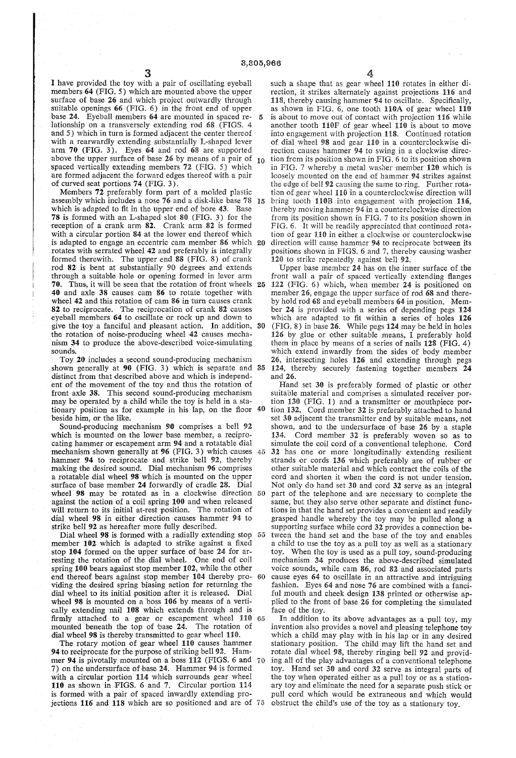I have provided the toy with a pair of oscillating eyeball members 64 (FIG. 5) which are mounted above the upper surface of base 26 and which project outwardly through suitable openings 66 (FIG. 6) in the front end of upper base 24. Eyeball members 64 are mounted in spaced relationship on a transversely extending rod 68 (FIGS. 4 and 5) which in turn is formed adjacent the center thereof with a rearwardly extending substantially L-shaped lever arm 70 (FIG. 3). Eyes 64 and rod 68 are supported above the upper surface of base 26 by means of a pair of spaced vertically extending members 72 (FIG. 5) which are formed adjacent the forward edges thereof with a pair of curved seat portions 74 (FIG. 3).

Members 72 preferably form part of a molded plastic assembly which includes a nose 76 and a disk-like base 78 which is adapted to fit in the upper end of bore 43. Base 78 is formed with an L-shaped slot 80 (FIG. 3) for the reception of a crank arm 82. Crank arm 82 is formed with a circular portion 84 at the lower end thereof which is adapted to engage an eccentric cam member 86 which rotates with serrated wheel 42 and preferably is integrally formed therewith. The upper end 88 (FIG. 8) of crank rod 82 is bent at substantially 90 degrees and extends through a suitable hole or opening formed in lever arm 70. Thus, it will be seen that the rotation of front wheels 40 and axle 38 causes cam 86 to rotate together with wheel 42 and this rotation of cam 86 in turn causes crank 82 to reciprocate. The reciprocation of crank 82 causes eyeball members 64 to oscillate or rock up and down to give the toy a fanciful and pleasant action. In addition, the rotation of noise-producing wheel 42 causes mechanism 34 to produce the above-described voice-simulating sounds.

Toy 20 includes a second sound-producing mechanism shown generally at 90 (FIG. 3) which is separate and distinct from that described above and which is independent of the movement of the toy and thus the rotation of front axle 38. This second sound-producing mechanism may be operated by a child while the toy is held in a stationary position as for example in his lap, on the floor beside him, or the like.

Sound-producing mechanism 90 comprises a bell 92 which is mounted on the lower base member, a reciprocating hammer or escapement arm 94 and a rotatable dial mechanism shown generally at 96 (FIG. 3) which causes hammer 94 to reciprocate and strike bell 92, thereby making the desired sound. Dial mechanism 96 comprises a rotatable dial wheel 98 which is mounted on the upper surface of base member 24 forwardly of cradle 28. Dial wheel 98 may be rotated as in a clockwise direction against the action of a coil spring 100 and when released will return to its initial at-rest position. The rotation of dial wheel 98 in either direction causes hammer 94 to strike bell 92 as hereafter more fully described.

Dial wheel 98 is formed with a radially extending stop member 102 which is adapted to strike against a fixed stop 104 formed on the upper surface of base 24 for arresting the rotation of the dial wheel. One end of coil spring 100 bears against stop member 102, while the other end thereof bears against stop member 104 thereby providing the desired spring biasing action for returning the dial wheel to its initial position after it is released. Dial wheel 98 is mounted on a boss 106 by means of a vertically extending nail 108 which extends through and is firmly attached to a gear or escapement wheel 110 mounted beneath the top of base 24. The rotation of dial wheel 98 is thereby transmitted to gear wheel 110.

The rotary motion of gear wheel 110 causes hammer 94 to reciprocate for the purpose of striking bell 92. Hammer 94 is pivotally mounted on a boss 112 (FIGS. 6 and 7) on the undersurface of base 24. Hammer 94 is formed with a circular portion 114 which surrounds gear wheel 110 as shown in FIGS. 6 and 7. Circular portion 114 is formed with a pair of spaced inwardly extending projections 116 and 118 which are so positioned and are of such a shape that as gear wheel 110 rotates in either direction, it strikes alternately against projections 116 and 118, thereby causing hammer 94 to oscillate. Specifically, as shown in FIG. 6, one tooth 110A of gear wheel 110 is about to move out of contact with projection 116 while another tooth 110F of gear wheel 110 is about to move into engagement with projection 118. Continued rotation of dial wheel 98 and gear 110 in a counterclockwise direction causes hammer 94 to swing in a clockwise direction from its position shown in FIG. 6 to its position shown in FIG. 7 whereby a metal washer member 120 which is loosely mounted on the end of hammer 94 strikes against the edge of bell 92 causing the same to ring. Further rotation of gear wheel 110 in a counterclockwise direction will bring tooth 110B into engagement with projection 116, thereby moving hammer 94 in a counterclockwise direction from its position shown in FIG. 7 to its position shown in FIG. 6. It will be readily appreciated that continued rotation of gear 110 in either a clockwise or counterclockwise direction will cause hammer 94 to reciprocate between its positions shown in FIGS. 6 and 7, thereby causing washer 120 to strike repeatedly against bell 92.

Upper base member 24 has on the inner surface of the front wall a pair of spaced vertically extending flanges 122 (FIG. 6) which, when member 24 is positioned on member 26, engage the upper surface of rod 68 and thereby hold rod 68 and eyeball members 64 in position. Member 24 is provided with a series of depending pegs 124 which are adapted to fit within a series of holes 126 (FIG. 8) in base 26. While pegs 124 may be held in holes 126 by glue or other suitable means, I preferably hold them in place by means of a series of nails 128 (FIG. 4) which extend inwardly from the sides of body member 26, intersecting holes 126 and extending through pegs 124, thereby securely fastening together members 24 and 26.

Hand set 30 is preferably formed of plastic or other suitable material and comprises a simulated receiver portion 130 (FIG. 1) and a transmitter or mouthpiece portion 132. Cord member 32 is preferably attached to hand set 30 adjacent the transmitter end by suitable means, not shown, and to the undersurface of base 26 by a staple 134. Cord member 32 is preferably woven so as to simulate the coil cord of a conventional telephone. Cord 32 has one or more longitudinally extending resilient strands or cords 136 which preferably are of rubber or other suitable material and which contract the coils of the cord and shorten it when the cord is not under tension. Not only do hand set 30 and cord 32 serve as an integral part of the telephone and are necessary to complete the same, but they also serve other separate and distinct functions in that the hand set provides a convenient and readily grasped handle whereby the toy may be pulled along a supporting surface while cord 32 provides a connection between the hand set and the base of the toy and enables a child to use the toy as a pull toy as well as a stationary toy. When the toy is used as a pull toy, sound-producing mechanism 34 produces the above-described simulated voice sounds, while cam 86, rod 82 and associated parts cause eyes 64 to oscillate in an attractive and intriguing fashion. Eyes 64 and nose 76 are combined with a fanciful mouth and cheek design 138 printed or otherwise applied to the front of base 26 for completing the simulated face of the toy.

In addition to its above advantages as a pull toy, my invention also provides a novel and pleasing telephone toy which a child may play with in his lap or in any desired stationary position. The child may lift the hand set and rotate dial wheel 98, thereby ringing bell 92 and providing all of the play advantages of a conventional telephone toy. Hand set 30 and cord 32 serve as integral parts of the toy when operated either as a pull toy or as a stationary toy and eliminate the need for a separate push stick or pull cord which would be extraneous and which would obstruct the child's use of the toy as a stationary toy.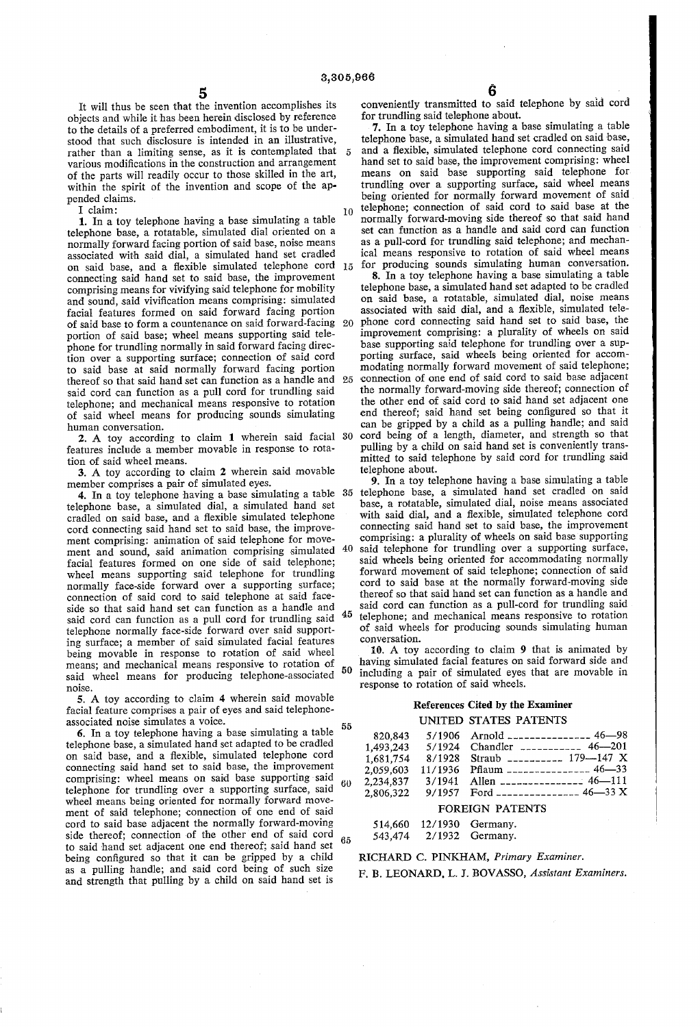It will thus be seen that the invention accomplishes its objects and while it has been herein disclosed by reference to the details of a preferred embodiment, it is to be understood that such disclosure is intended in an illustrative, rather than a limiting sense, as it is contemplated that various modifications in the construction and arrangement of the parts will readily occur to those skilled in the art, within the spirit of the invention and scope of the appended claims.

I claim:

1. In a toy telephone having a base simulating a table telephone base, a rotatable, simulated dial oriented on a normally forward facing portion of said base, noise means associated with said dial, a simulated hand set cradled on said base, and a flexible simulated telephone cord connecting said hand set to said base, the improvement comprising means for vivifying said telephone for mobility and sound, said vivification means comprising: simulated facial features formed on said forward facing portion of said base to form a countenance on said forward-facing portion of said base; wheel means supporting said telephone for trundling normally in said forward facing direction over a supporting surface; connection of said cord to said base at said normally forward facing portion thereof so that said hand set can function as a handle and said cord can function as a pull cord for trundling said telephone; and mechanical means responsive to rotation of said wheel means for producing sounds simulating human conversation.

2. A toy according to claim 1 wherein said facial features include a member movable in response to rotation of said wheel means.

3. A toy according to claim 2 wherein said movable member comprises a pair of simulated eyes.

4. In a toy telephone having a base simulating a table telephone base, a simulated dial, a simulated hand set cradled on said base, and a flexible simulated telephone cord connecting said hand set to said base, the improvement comprising: animation of said telephone for movement and sound, said animation comprising simulated facial features formed on one side of said telephone; wheel means supporting said telephone for trundling normally face-side forward over a supporting surface; connection of said cord to said telephone at said face-side so that said hand set can function as a handle and said cord can function as a pull cord for trundling said telephone normally face-side forward over said supporting surface; a member of said simulated facial features being movable in response to rotation of said wheel means; and mechanical means responsive to rotation of said wheel means for producing telephone-associated noise.

5. A toy according to claim 4 wherein said movable facial feature comprises a pair of eyes and said telephone-associated noise simulates a voice.

6. In a toy telephone having a base simulating a table telephone base, a simulated hand set adapted to be cradled on said base, and a flexible, simulated telephone cord connecting said hand set to said base, the improvement comprising: wheel means on said base supporting said telephone for trundling over a supporting surface, said wheel means being oriented for normally forward movement of said telephone; connection of one end of said cord to said base adjacent the normally forward-moving side thereof; connection of the other end of said cord to said hand set adjacent one end thereof; said hand set being configured so that it can be gripped by a child as a pulling handle; and said cord being of such size and strength that pulling by a child on said hand set is conveniently transmitted to said telephone by said cord for trundling said telephone about.

7. In a toy telephone having a base simulating a table telephone base, a simulated hand set cradled on said base, and a flexible, simulated telephone cord connecting said hand set to said base, the improvement comprising: wheel means on said base supporting said telephone for trundling over a supporting surface, said wheel means being oriented for normally forward movement of said telephone; connection of said cord to said base at the normally forward-moving side thereof so that said hand set can function as a handle and said cord can function as a pull-cord for trundling said telephone; and mechanical means responsive to rotation of said wheel means for producing sounds simulating human conversation.

8. In a toy telephone having a base simulating a table telephone base, a simulated hand set adapted to be cradled on said base, a rotatable, simulated dial, noise means associated with said dial, and a flexible, simulated telephone cord connecting said hand set to said base, the improvement comprising: a plurality of wheels on said base supporting said telephone for trundling over a supporting surface, said wheels being oriented for accommodating normally forward movement of said telephone; connection of one end of said cord to said base adjacent the normally forward-moving side thereof; connection of the other end of said cord to said hand set adjacent one end thereof; said hand set being configured so that it can be gripped by a child as a pulling handle; and said cord being of a length, diameter, and strength so that pulling by a child on said hand set is conveniently transmitted to said telephone by said cord for trundling said telephone about.

9. In a toy telephone having a base simulating a table telephone base, a simulated hand set cradled on said base, a rotatable, simulated dial, noise means associated with said dial, and a flexible, simulated telephone cord connecting said hand set to said base, the improvement comprising: a plurality of wheels on said base supporting said telephone for trundling over a supporting surface, said wheels being oriented for accommodating normally forward movement of said telephone; connection of said cord to said base at the normally forward-moving side thereof so that said hand set can function as a handle and said cord can function as a pull-cord for trundling said telephone; and mechanical means responsive to rotation of said wheels for producing sounds simulating human conversation.

10. A toy according to claim 9 that is animated by having simulated facial features on said forward side and including a pair of simulated eyes that are movable in response to rotation of said wheels.

**References Cited by the Examiner**

UNITED STATES PATENTS

| | | | |
|---|---|---|---|
| 820,843 | 5/1906 | Arnold | 46—98 |
| 1,493,243 | 5/1924 | Chandler | 46—201 |
| 1,681,754 | 8/1928 | Straub | 179—147 X |
| 2,059,603 | 11/1936 | Pflaum | 46—33 |
| 2,234,837 | 3/1941 | Allen | 46—111 |
| 2,806,322 | 9/1957 | Ford | 46—33 X |

FOREIGN PATENTS

| | | |
|---|---|---|
| 514,660 | 12/1930 | Germany. |
| 543,474 | 2/1932 | Germany. |

RICHARD C. PINKHAM, *Primary Examiner.*

F. B. LEONARD, L. J. BOVASSO, *Assistant Examiners.*